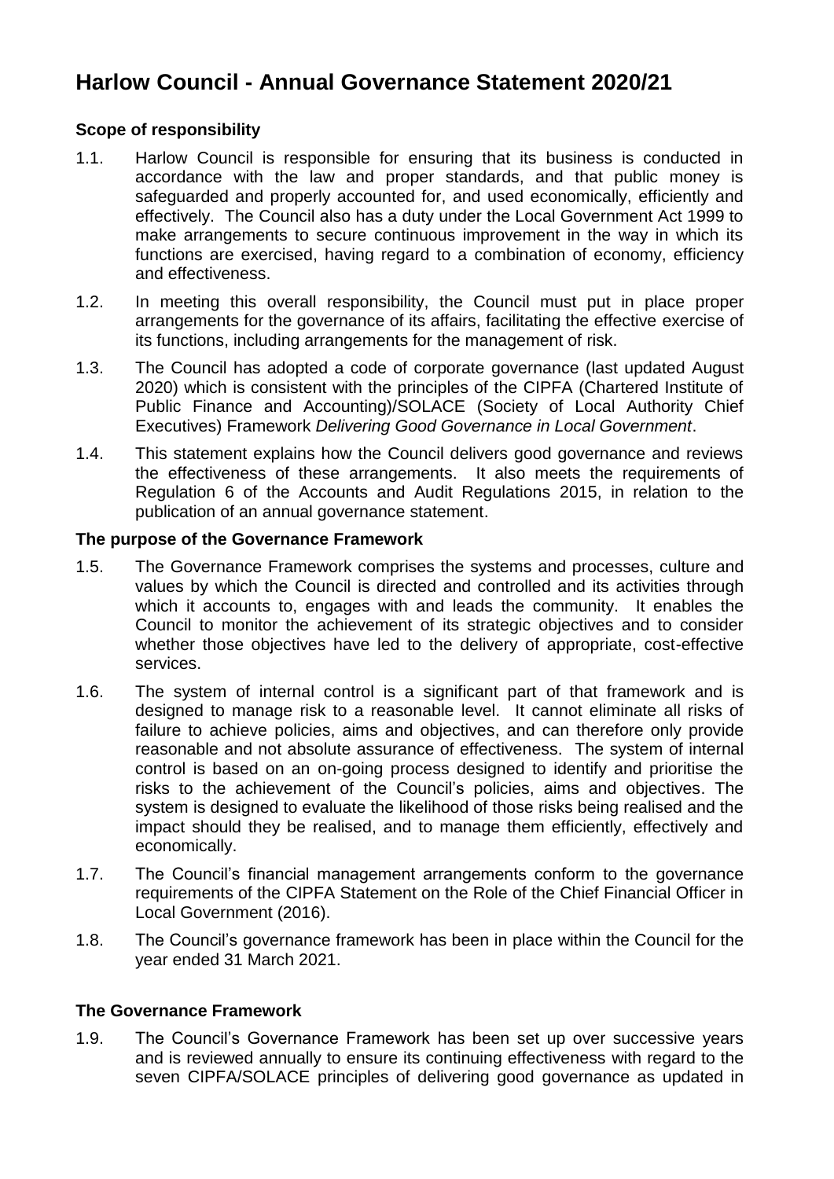# Harlow Council - Annual Governance Statement 2020/21

### Scope of responsibility

1.1. Harlow Council is responsible for ensuring that its business is conducted in accordance with the law and proper standards, and that public money is safeguarded and properly accounted for, and used economically, efficiently and effectively. The Council also has a duty under the Local Government Act 1999 to make arrangements to secure continuous improvement in the way in which its functions are exercised, having regard to a combination of economy, efficiency and effectiveness.

1.2. In meeting this overall responsibility, the Council must put in place proper arrangements for the governance of its affairs, facilitating the effective exercise of its functions, including arrangements for the management of risk.

1.3. The Council has adopted a code of corporate governance (last updated August 2020) which is consistent with the principles of the CIPFA (Chartered Institute of Public Finance and Accounting)/SOLACE (Society of Local Authority Chief Executives) Framework *Delivering Good Governance in Local Government*.

1.4. This statement explains how the Council delivers good governance and reviews the effectiveness of these arrangements. It also meets the requirements of Regulation 6 of the Accounts and Audit Regulations 2015, in relation to the publication of an annual governance statement.

### The purpose of the Governance Framework

1.5. The Governance Framework comprises the systems and processes, culture and values by which the Council is directed and controlled and its activities through which it accounts to, engages with and leads the community. It enables the Council to monitor the achievement of its strategic objectives and to consider whether those objectives have led to the delivery of appropriate, cost-effective services.

1.6. The system of internal control is a significant part of that framework and is designed to manage risk to a reasonable level. It cannot eliminate all risks of failure to achieve policies, aims and objectives, and can therefore only provide reasonable and not absolute assurance of effectiveness. The system of internal control is based on an on-going process designed to identify and prioritise the risks to the achievement of the Council's policies, aims and objectives. The system is designed to evaluate the likelihood of those risks being realised and the impact should they be realised, and to manage them efficiently, effectively and economically.

1.7. The Council's financial management arrangements conform to the governance requirements of the CIPFA Statement on the Role of the Chief Financial Officer in Local Government (2016).

1.8. The Council's governance framework has been in place within the Council for the year ended 31 March 2021.

### The Governance Framework

1.9. The Council's Governance Framework has been set up over successive years and is reviewed annually to ensure its continuing effectiveness with regard to the seven CIPFA/SOLACE principles of delivering good governance as updated in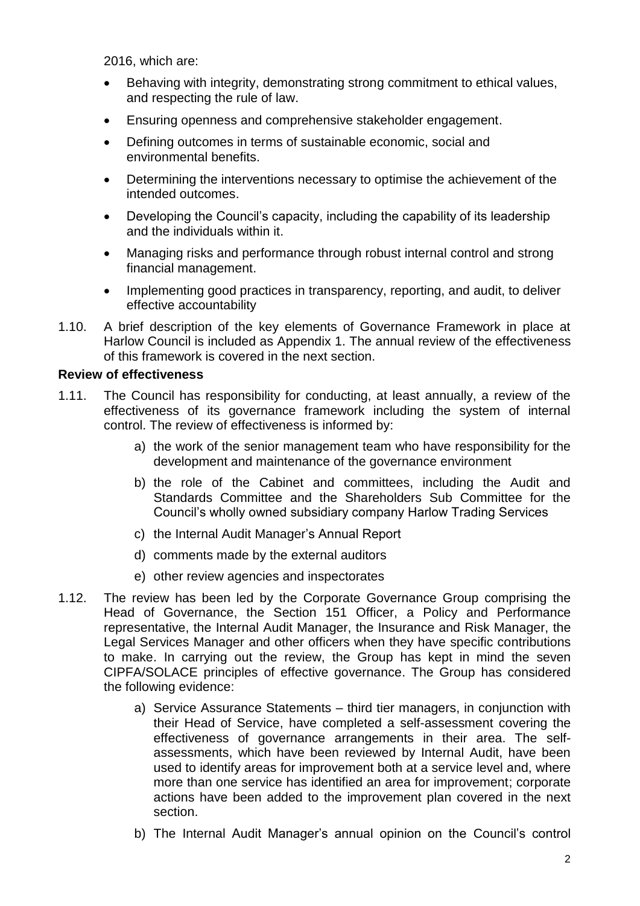2016, which are:

- Behaving with integrity, demonstrating strong commitment to ethical values, and respecting the rule of law.
- Ensuring openness and comprehensive stakeholder engagement.
- Defining outcomes in terms of sustainable economic, social and environmental benefits.
- Determining the interventions necessary to optimise the achievement of the intended outcomes.
- Developing the Council's capacity, including the capability of its leadership and the individuals within it.
- Managing risks and performance through robust internal control and strong financial management.
- Implementing good practices in transparency, reporting, and audit, to deliver effective accountability

1.10. A brief description of the key elements of Governance Framework in place at Harlow Council is included as Appendix 1. The annual review of the effectiveness of this framework is covered in the next section.

**Review of effectiveness**

1.11. The Council has responsibility for conducting, at least annually, a review of the effectiveness of its governance framework including the system of internal control. The review of effectiveness is informed by:

a) the work of the senior management team who have responsibility for the development and maintenance of the governance environment

b) the role of the Cabinet and committees, including the Audit and Standards Committee and the Shareholders Sub Committee for the Council's wholly owned subsidiary company Harlow Trading Services

c) the Internal Audit Manager's Annual Report

d) comments made by the external auditors

e) other review agencies and inspectorates

1.12. The review has been led by the Corporate Governance Group comprising the Head of Governance, the Section 151 Officer, a Policy and Performance representative, the Internal Audit Manager, the Insurance and Risk Manager, the Legal Services Manager and other officers when they have specific contributions to make. In carrying out the review, the Group has kept in mind the seven CIPFA/SOLACE principles of effective governance. The Group has considered the following evidence:

a) Service Assurance Statements – third tier managers, in conjunction with their Head of Service, have completed a self-assessment covering the effectiveness of governance arrangements in their area. The self-assessments, which have been reviewed by Internal Audit, have been used to identify areas for improvement both at a service level and, where more than one service has identified an area for improvement; corporate actions have been added to the improvement plan covered in the next section.

b) The Internal Audit Manager's annual opinion on the Council's control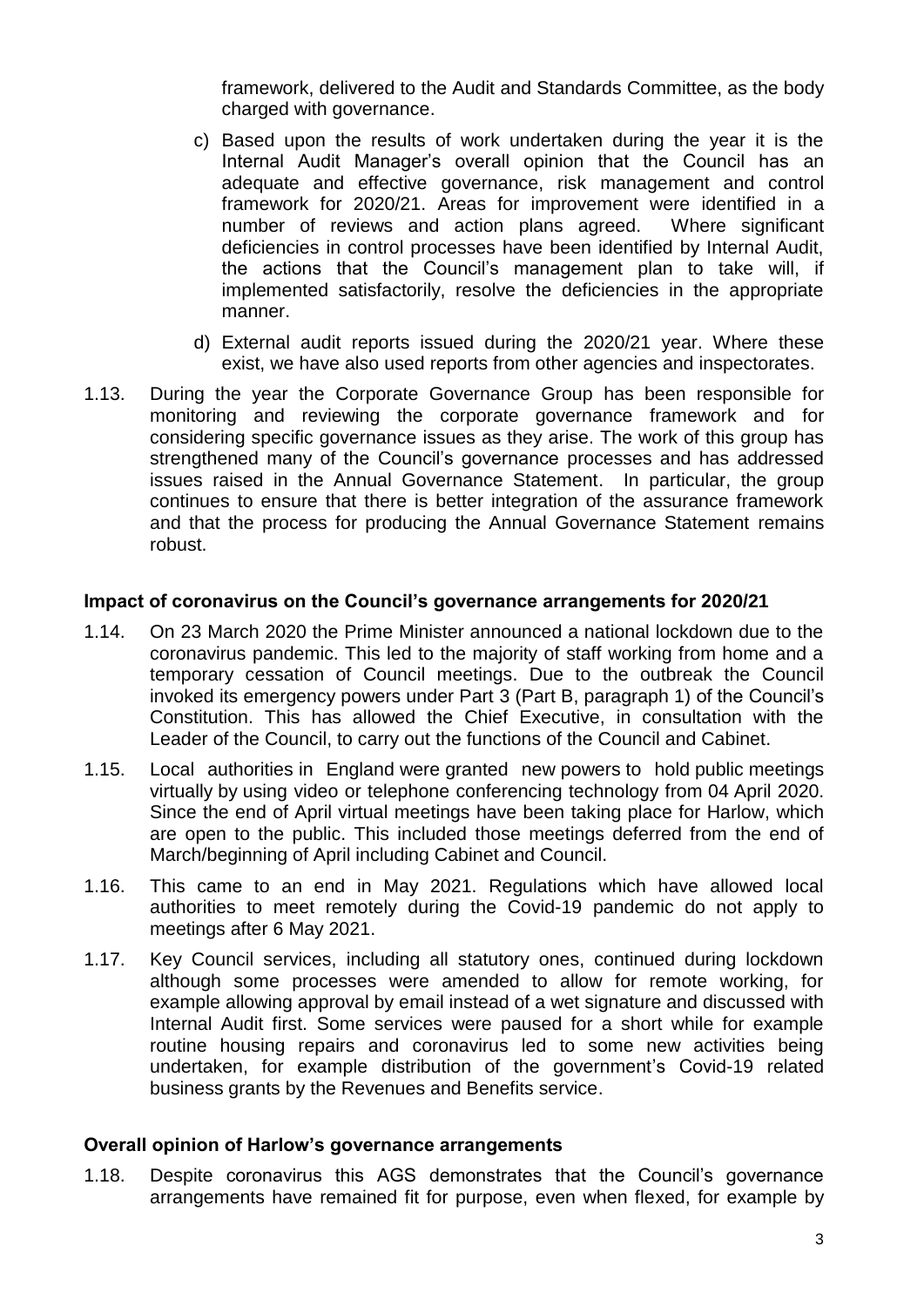framework, delivered to the Audit and Standards Committee, as the body charged with governance.

c) Based upon the results of work undertaken during the year it is the Internal Audit Manager's overall opinion that the Council has an adequate and effective governance, risk management and control framework for 2020/21. Areas for improvement were identified in a number of reviews and action plans agreed. Where significant deficiencies in control processes have been identified by Internal Audit, the actions that the Council's management plan to take will, if implemented satisfactorily, resolve the deficiencies in the appropriate manner.

d) External audit reports issued during the 2020/21 year. Where these exist, we have also used reports from other agencies and inspectorates.

1.13. During the year the Corporate Governance Group has been responsible for monitoring and reviewing the corporate governance framework and for considering specific governance issues as they arise. The work of this group has strengthened many of the Council's governance processes and has addressed issues raised in the Annual Governance Statement. In particular, the group continues to ensure that there is better integration of the assurance framework and that the process for producing the Annual Governance Statement remains robust.

**Impact of coronavirus on the Council's governance arrangements for 2020/21**

1.14. On 23 March 2020 the Prime Minister announced a national lockdown due to the coronavirus pandemic. This led to the majority of staff working from home and a temporary cessation of Council meetings. Due to the outbreak the Council invoked its emergency powers under Part 3 (Part B, paragraph 1) of the Council's Constitution. This has allowed the Chief Executive, in consultation with the Leader of the Council, to carry out the functions of the Council and Cabinet.

1.15. Local authorities in England were granted new powers to hold public meetings virtually by using video or telephone conferencing technology from 04 April 2020. Since the end of April virtual meetings have been taking place for Harlow, which are open to the public. This included those meetings deferred from the end of March/beginning of April including Cabinet and Council.

1.16. This came to an end in May 2021. Regulations which have allowed local authorities to meet remotely during the Covid-19 pandemic do not apply to meetings after 6 May 2021.

1.17. Key Council services, including all statutory ones, continued during lockdown although some processes were amended to allow for remote working, for example allowing approval by email instead of a wet signature and discussed with Internal Audit first. Some services were paused for a short while for example routine housing repairs and coronavirus led to some new activities being undertaken, for example distribution of the government's Covid-19 related business grants by the Revenues and Benefits service.

**Overall opinion of Harlow's governance arrangements**

1.18. Despite coronavirus this AGS demonstrates that the Council's governance arrangements have remained fit for purpose, even when flexed, for example by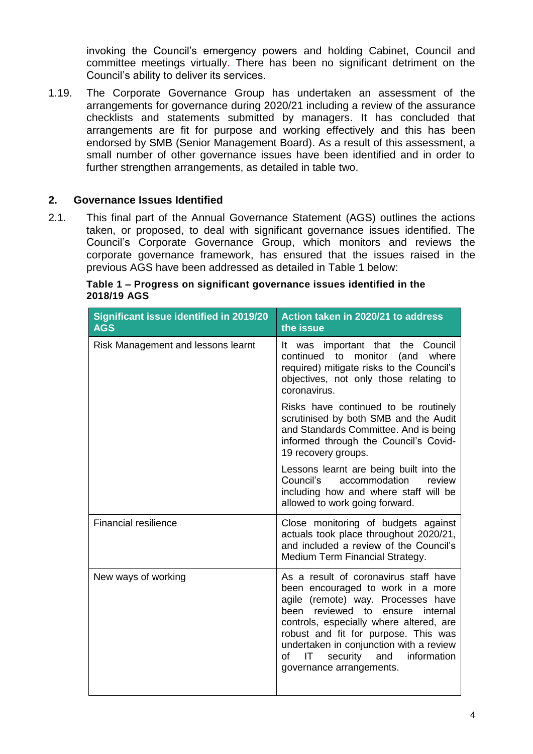invoking the Council's emergency powers and holding Cabinet, Council and committee meetings virtually. There has been no significant detriment on the Council's ability to deliver its services.

1.19. The Corporate Governance Group has undertaken an assessment of the arrangements for governance during 2020/21 including a review of the assurance checklists and statements submitted by managers. It has concluded that arrangements are fit for purpose and working effectively and this has been endorsed by SMB (Senior Management Board). As a result of this assessment, a small number of other governance issues have been identified and in order to further strengthen arrangements, as detailed in table two.

## 2. Governance Issues Identified

2.1. This final part of the Annual Governance Statement (AGS) outlines the actions taken, or proposed, to deal with significant governance issues identified. The Council's Corporate Governance Group, which monitors and reviews the corporate governance framework, has ensured that the issues raised in the previous AGS have been addressed as detailed in Table 1 below:

**Table 1 – Progress on significant governance issues identified in the 2018/19 AGS**

| Significant issue identified in 2019/20 AGS | Action taken in 2020/21 to address the issue |
|---|---|
| Risk Management and lessons learnt | It was important that the Council continued to monitor (and where required) mitigate risks to the Council's objectives, not only those relating to coronavirus. |
| | Risks have continued to be routinely scrutinised by both SMB and the Audit and Standards Committee. And is being informed through the Council's Covid-19 recovery groups. |
| | Lessons learnt are being built into the Council's accommodation review including how and where staff will be allowed to work going forward. |
| Financial resilience | Close monitoring of budgets against actuals took place throughout 2020/21, and included a review of the Council's Medium Term Financial Strategy. |
| New ways of working | As a result of coronavirus staff have been encouraged to work in a more agile (remote) way. Processes have been reviewed to ensure internal controls, especially where altered, are robust and fit for purpose. This was undertaken in conjunction with a review of IT security and information governance arrangements. |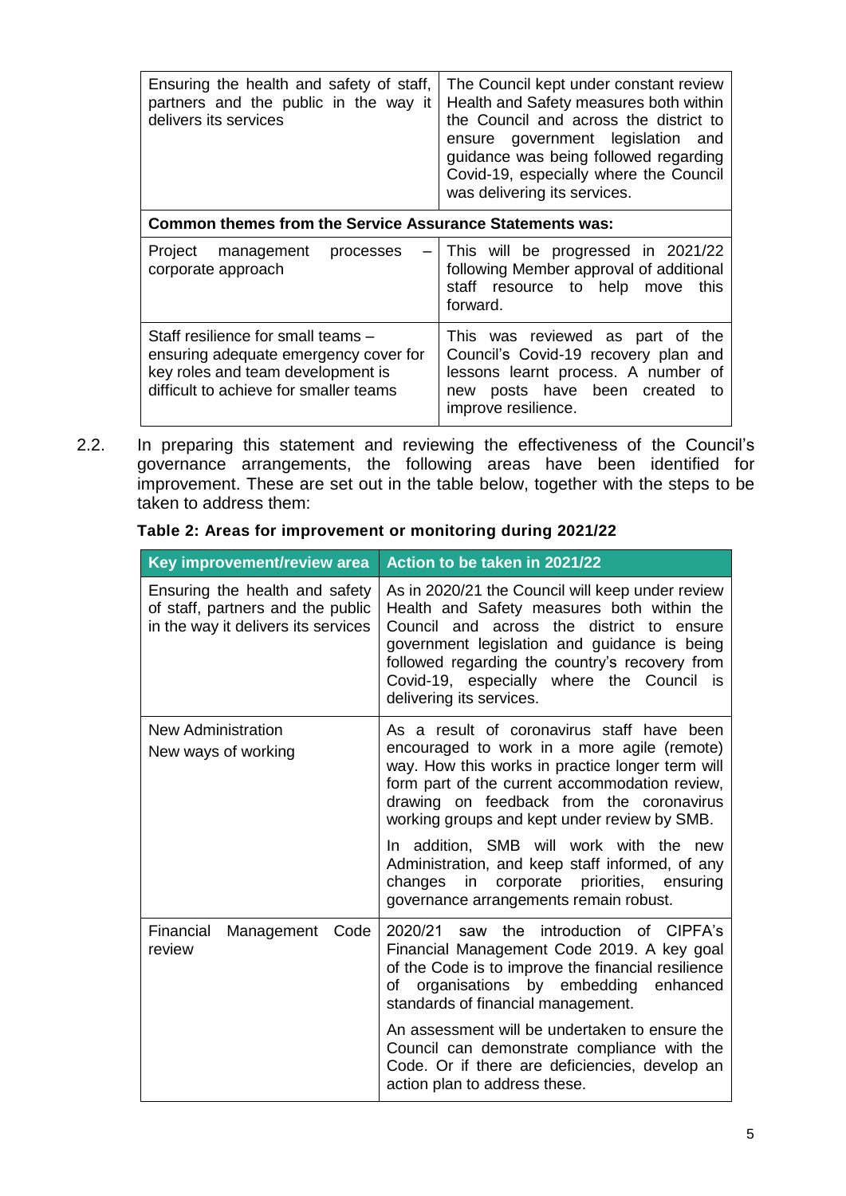| | |
|---|---|
| Ensuring the health and safety of staff, partners and the public in the way it delivers its services | The Council kept under constant review Health and Safety measures both within the Council and across the district to ensure government legislation and guidance was being followed regarding Covid-19, especially where the Council was delivering its services. |
| **Common themes from the Service Assurance Statements was:** | |
| Project management processes – corporate approach | This will be progressed in 2021/22 following Member approval of additional staff resource to help move this forward. |
| Staff resilience for small teams – ensuring adequate emergency cover for key roles and team development is difficult to achieve for smaller teams | This was reviewed as part of the Council's Covid-19 recovery plan and lessons learnt process. A number of new posts have been created to improve resilience. |

2.2. In preparing this statement and reviewing the effectiveness of the Council's governance arrangements, the following areas have been identified for improvement. These are set out in the table below, together with the steps to be taken to address them:

**Table 2: Areas for improvement or monitoring during 2021/22**

| Key improvement/review area | Action to be taken in 2021/22 |
|---|---|
| Ensuring the health and safety of staff, partners and the public in the way it delivers its services | As in 2020/21 the Council will keep under review Health and Safety measures both within the Council and across the district to ensure government legislation and guidance is being followed regarding the country's recovery from Covid-19, especially where the Council is delivering its services. |
| New Administration<br>New ways of working | As a result of coronavirus staff have been encouraged to work in a more agile (remote) way. How this works in practice longer term will form part of the current accommodation review, drawing on feedback from the coronavirus working groups and kept under review by SMB.<br><br>In addition, SMB will work with the new Administration, and keep staff informed, of any changes in corporate priorities, ensuring governance arrangements remain robust. |
| Financial Management Code review | 2020/21 saw the introduction of CIPFA's Financial Management Code 2019. A key goal of the Code is to improve the financial resilience of organisations by embedding enhanced standards of financial management.<br><br>An assessment will be undertaken to ensure the Council can demonstrate compliance with the Code. Or if there are deficiencies, develop an action plan to address these. |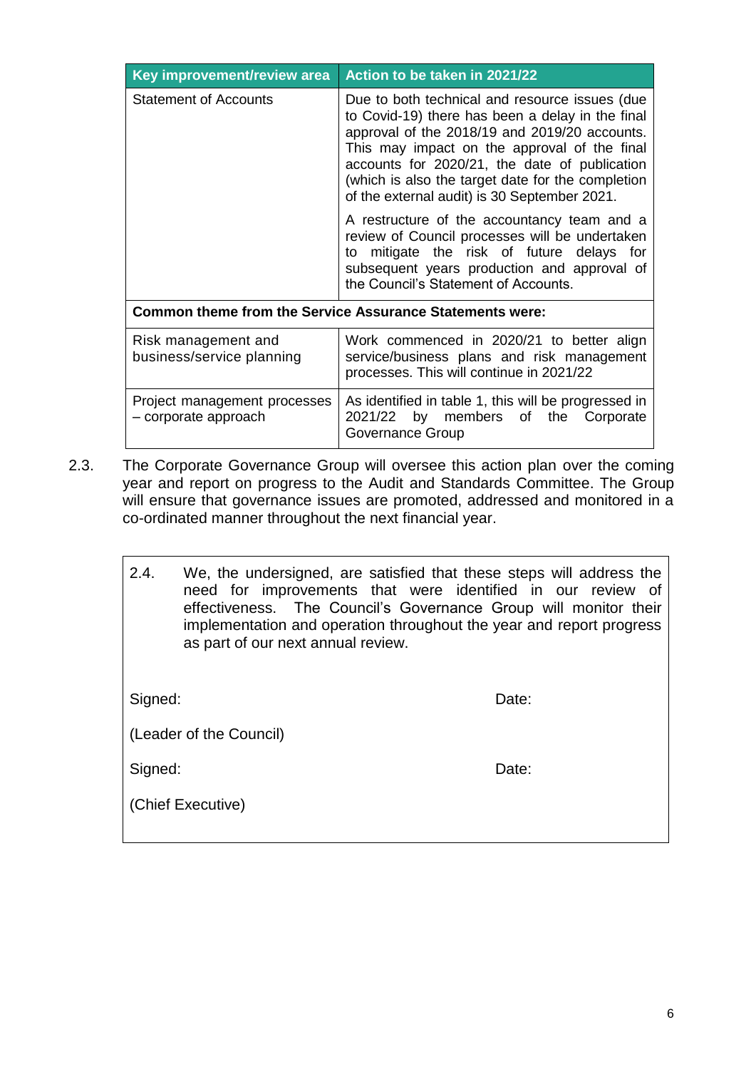| Key improvement/review area | Action to be taken in 2021/22 |
|---|---|
| Statement of Accounts | Due to both technical and resource issues (due to Covid-19) there has been a delay in the final approval of the 2018/19 and 2019/20 accounts. This may impact on the approval of the final accounts for 2020/21, the date of publication (which is also the target date for the completion of the external audit) is 30 September 2021.<br><br>A restructure of the accountancy team and a review of Council processes will be undertaken to mitigate the risk of future delays for subsequent years production and approval of the Council's Statement of Accounts. |
| **Common theme from the Service Assurance Statements were:** | |
| Risk management and business/service planning | Work commenced in 2020/21 to better align service/business plans and risk management processes. This will continue in 2021/22 |
| Project management processes – corporate approach | As identified in table 1, this will be progressed in 2021/22 by members of the Corporate Governance Group |

2.3. The Corporate Governance Group will oversee this action plan over the coming year and report on progress to the Audit and Standards Committee. The Group will ensure that governance issues are promoted, addressed and monitored in a co-ordinated manner throughout the next financial year.

2.4. We, the undersigned, are satisfied that these steps will address the need for improvements that were identified in our review of effectiveness. The Council's Governance Group will monitor their implementation and operation throughout the year and report progress as part of our next annual review.

Signed: Date:

(Leader of the Council)

Signed: Date:

(Chief Executive)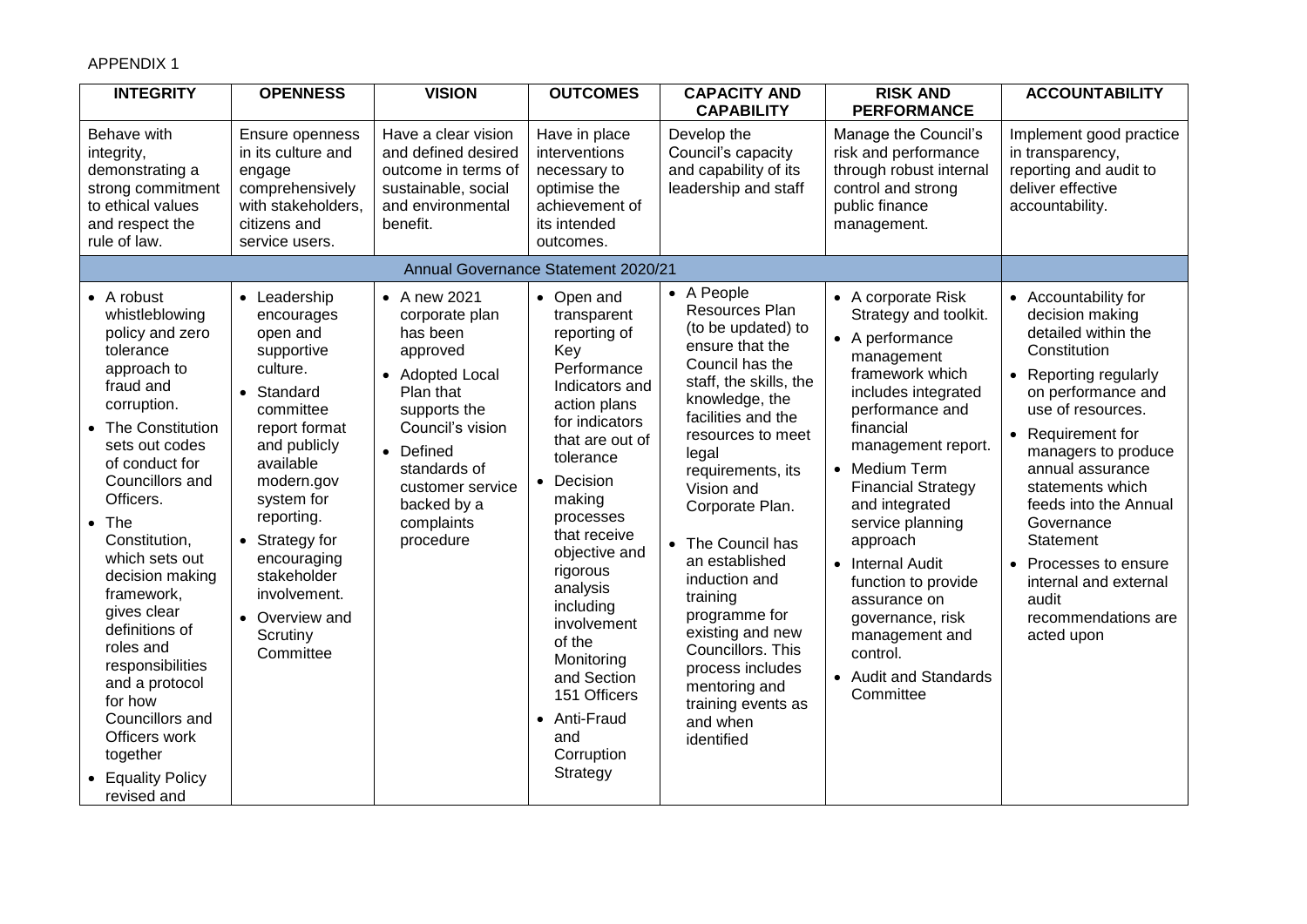APPENDIX 1

| INTEGRITY | OPENNESS | VISION | OUTCOMES | CAPACITY AND CAPABILITY | RISK AND PERFORMANCE | ACCOUNTABILITY |
|---|---|---|---|---|---|---|
| Behave with integrity, demonstrating a strong commitment to ethical values and respect the rule of law. | Ensure openness in its culture and engage comprehensively with stakeholders, citizens and service users. | Have a clear vision and defined desired outcome in terms of sustainable, social and environmental benefit. | Have in place interventions necessary to optimise the achievement of its intended outcomes. | Develop the Council's capacity and capability of its leadership and staff | Manage the Council's risk and performance through robust internal control and strong public finance management. | Implement good practice in transparency, reporting and audit to deliver effective accountability. |
| Annual Governance Statement 2020/21 | | | | | | |
| • A robust whistleblowing policy and zero tolerance approach to fraud and corruption.<br>• The Constitution sets out codes of conduct for Councillors and Officers.<br>• The Constitution, which sets out decision making framework, gives clear definitions of roles and responsibilities and a protocol for how Councillors and Officers work together<br>• Equality Policy revised and | • Leadership encourages open and supportive culture.<br>• Standard committee report format and publicly available modern.gov system for reporting.<br>• Strategy for encouraging stakeholder involvement.<br>• Overview and Scrutiny Committee | • A new 2021 corporate plan has been approved<br>• Adopted Local Plan that supports the Council's vision<br>• Defined standards of customer service backed by a complaints procedure | • Open and transparent reporting of Key Performance Indicators and action plans for indicators that are out of tolerance<br>• Decision making processes that receive objective and rigorous analysis including involvement of the Monitoring and Section 151 Officers<br>• Anti-Fraud and Corruption Strategy | • A People Resources Plan (to be updated) to ensure that the Council has the staff, the skills, the knowledge, the facilities and the resources to meet legal requirements, its Vision and Corporate Plan.<br>• The Council has an established induction and training programme for existing and new Councillors. This process includes mentoring and training events as and when identified | • A corporate Risk Strategy and toolkit.<br>• A performance management framework which includes integrated performance and financial management report.<br>• Medium Term Financial Strategy and integrated service planning approach<br>• Internal Audit function to provide assurance on governance, risk management and control.<br>• Audit and Standards Committee | • Accountability for decision making detailed within the Constitution<br>• Reporting regularly on performance and use of resources.<br>• Requirement for managers to produce annual assurance statements which feeds into the Annual Governance Statement<br>• Processes to ensure internal and external audit recommendations are acted upon |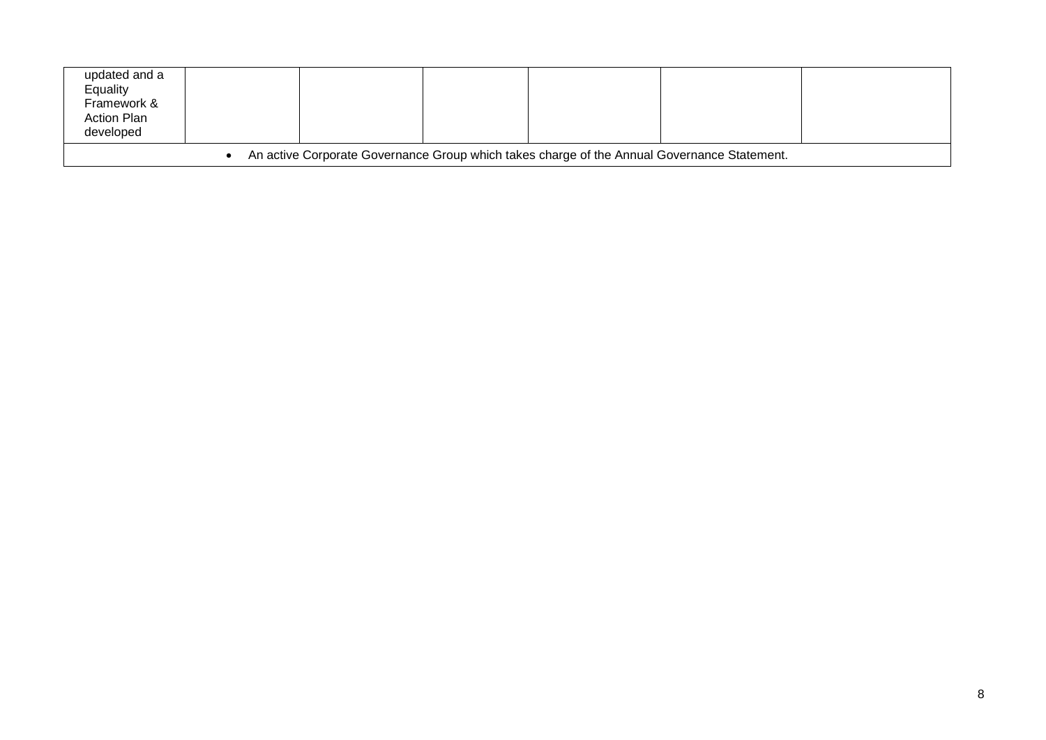| | | | | | | |
|---|---|---|---|---|---|---|
| updated and a Equality Framework & Action Plan developed | | | | | | |
| • An active Corporate Governance Group which takes charge of the Annual Governance Statement. | | | | | | |